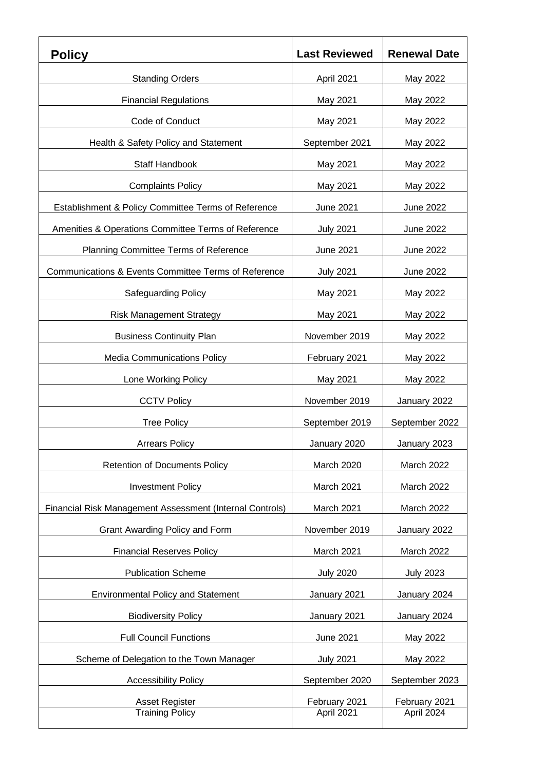| Policy | Last Reviewed | Renewal Date |
|---|---|---|
| Standing Orders | April 2021 | May 2022 |
| Financial Regulations | May 2021 | May 2022 |
| Code of Conduct | May 2021 | May 2022 |
| Health & Safety Policy and Statement | September 2021 | May 2022 |
| Staff Handbook | May 2021 | May 2022 |
| Complaints Policy | May 2021 | May 2022 |
| Establishment & Policy Committee Terms of Reference | June 2021 | June 2022 |
| Amenities & Operations Committee Terms of Reference | July 2021 | June 2022 |
| Planning Committee Terms of Reference | June 2021 | June 2022 |
| Communications & Events Committee Terms of Reference | July 2021 | June 2022 |
| Safeguarding Policy | May 2021 | May 2022 |
| Risk Management Strategy | May 2021 | May 2022 |
| Business Continuity Plan | November 2019 | May 2022 |
| Media Communications Policy | February 2021 | May 2022 |
| Lone Working Policy | May 2021 | May 2022 |
| CCTV Policy | November 2019 | January 2022 |
| Tree Policy | September 2019 | September 2022 |
| Arrears Policy | January 2020 | January 2023 |
| Retention of Documents Policy | March 2020 | March 2022 |
| Investment Policy | March 2021 | March 2022 |
| Financial Risk Management Assessment (Internal Controls) | March 2021 | March 2022 |
| Grant Awarding Policy and Form | November 2019 | January 2022 |
| Financial Reserves Policy | March 2021 | March 2022 |
| Publication Scheme | July 2020 | July 2023 |
| Environmental Policy and Statement | January 2021 | January 2024 |
| Biodiversity Policy | January 2021 | January 2024 |
| Full Council Functions | June 2021 | May 2022 |
| Scheme of Delegation to the Town Manager | July 2021 | May 2022 |
| Accessibility Policy | September 2020 | September 2023 |
| Asset Register | February 2021 | February 2021 |
| Training Policy | April 2021 | April 2024 |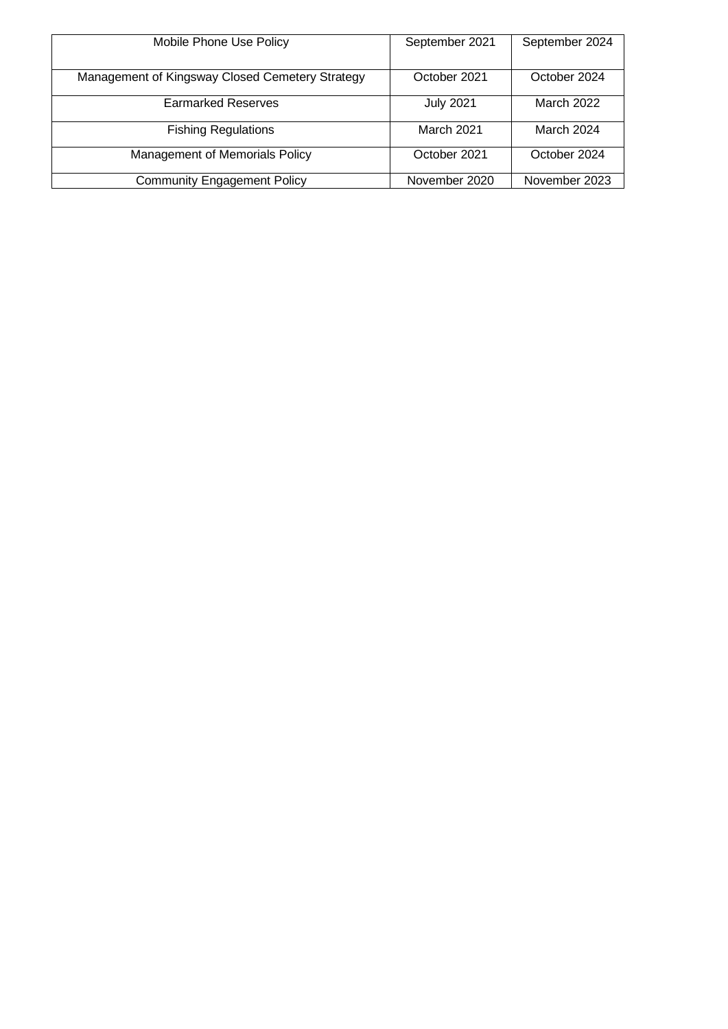| | | |
|---|---|---|
| Mobile Phone Use Policy | September 2021 | September 2024 |
| Management of Kingsway Closed Cemetery Strategy | October 2021 | October 2024 |
| Earmarked Reserves | July 2021 | March 2022 |
| Fishing Regulations | March 2021 | March 2024 |
| Management of Memorials Policy | October 2021 | October 2024 |
| Community Engagement Policy | November 2020 | November 2023 |